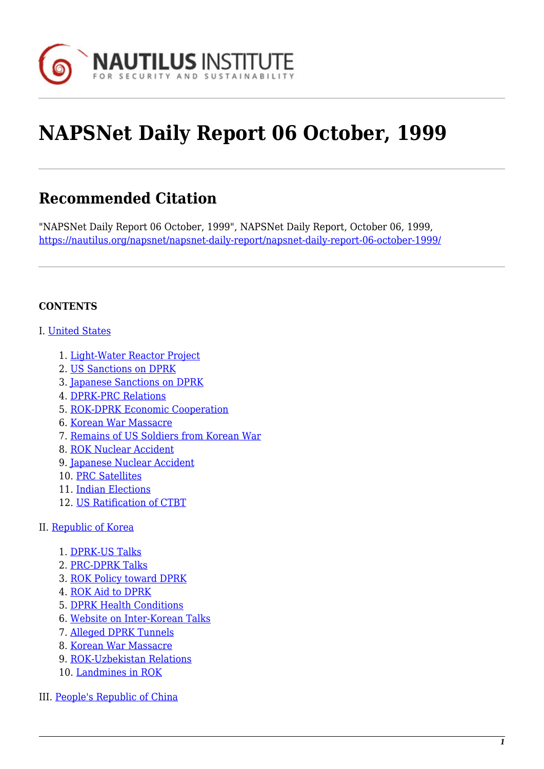# NAPSNet Daily Report 06 October, 1999

## Recommended Citation

"NAPSNet Daily Report 06 October, 1999", NAPSNet Daily Report, October 06, 1999, https://nautilus.org/napsnet/napsnet-daily-report/napsnet-daily-report-06-october-1999/

**CONTENTS**

I. United States

1. Light-Water Reactor Project
2. US Sanctions on DPRK
3. Japanese Sanctions on DPRK
4. DPRK-PRC Relations
5. ROK-DPRK Economic Cooperation
6. Korean War Massacre
7. Remains of US Soldiers from Korean War
8. ROK Nuclear Accident
9. Japanese Nuclear Accident
10. PRC Satellites
11. Indian Elections
12. US Ratification of CTBT

II. Republic of Korea

1. DPRK-US Talks
2. PRC-DPRK Talks
3. ROK Policy toward DPRK
4. ROK Aid to DPRK
5. DPRK Health Conditions
6. Website on Inter-Korean Talks
7. Alleged DPRK Tunnels
8. Korean War Massacre
9. ROK-Uzbekistan Relations
10. Landmines in ROK

III. People's Republic of China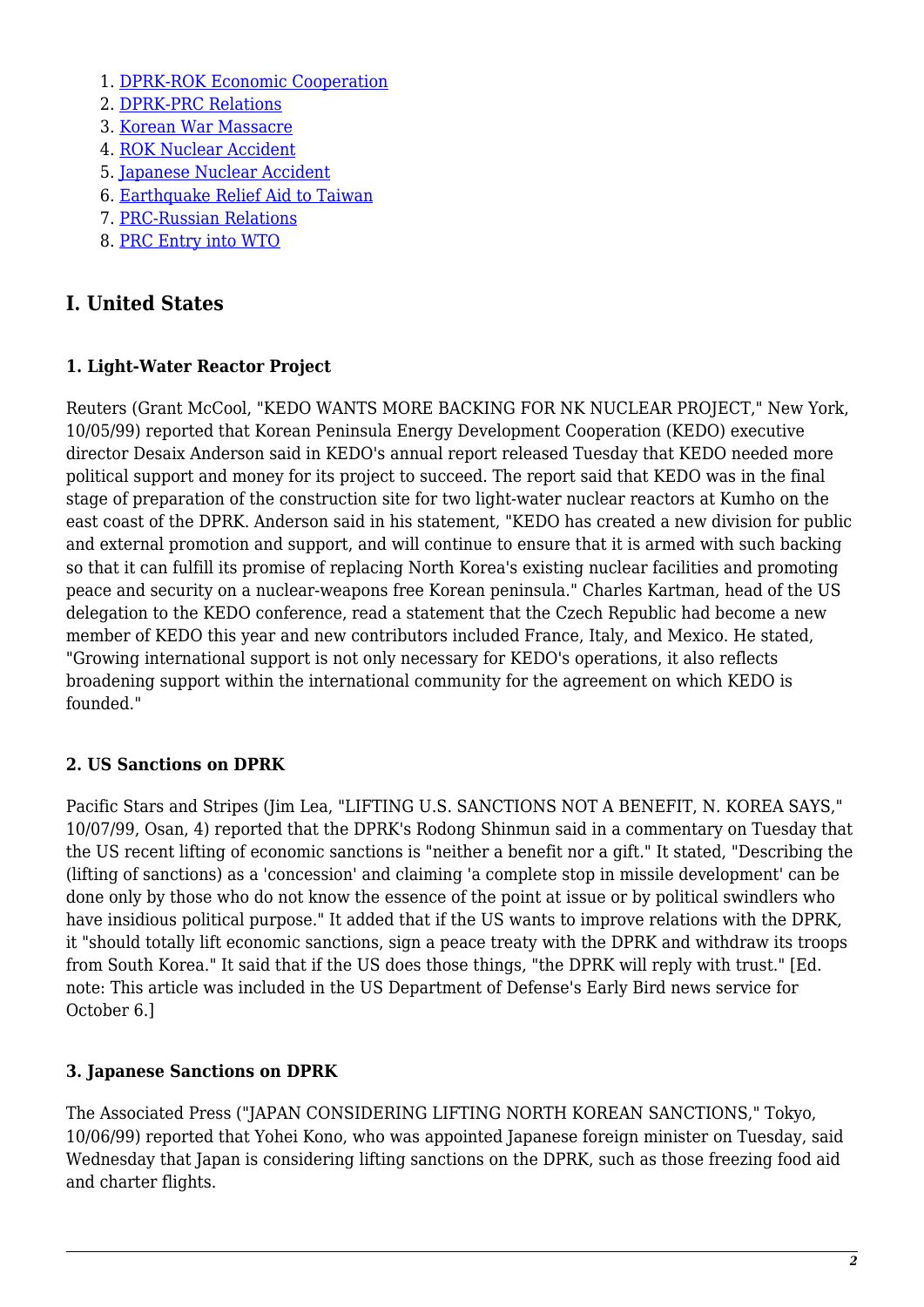1. [DPRK-ROK Economic Cooperation]
2. [DPRK-PRC Relations]
3. [Korean War Massacre]
4. [ROK Nuclear Accident]
5. [Japanese Nuclear Accident]
6. [Earthquake Relief Aid to Taiwan]
7. [PRC-Russian Relations]
8. [PRC Entry into WTO]

## I. United States

### 1. Light-Water Reactor Project

Reuters (Grant McCool, "KEDO WANTS MORE BACKING FOR NK NUCLEAR PROJECT," New York, 10/05/99) reported that Korean Peninsula Energy Development Cooperation (KEDO) executive director Desaix Anderson said in KEDO's annual report released Tuesday that KEDO needed more political support and money for its project to succeed. The report said that KEDO was in the final stage of preparation of the construction site for two light-water nuclear reactors at Kumho on the east coast of the DPRK. Anderson said in his statement, "KEDO has created a new division for public and external promotion and support, and will continue to ensure that it is armed with such backing so that it can fulfill its promise of replacing North Korea's existing nuclear facilities and promoting peace and security on a nuclear-weapons free Korean peninsula." Charles Kartman, head of the US delegation to the KEDO conference, read a statement that the Czech Republic had become a new member of KEDO this year and new contributors included France, Italy, and Mexico. He stated, "Growing international support is not only necessary for KEDO's operations, it also reflects broadening support within the international community for the agreement on which KEDO is founded."

### 2. US Sanctions on DPRK

Pacific Stars and Stripes (Jim Lea, "LIFTING U.S. SANCTIONS NOT A BENEFIT, N. KOREA SAYS," 10/07/99, Osan, 4) reported that the DPRK's Rodong Shinmun said in a commentary on Tuesday that the US recent lifting of economic sanctions is "neither a benefit nor a gift." It stated, "Describing the (lifting of sanctions) as a 'concession' and claiming 'a complete stop in missile development' can be done only by those who do not know the essence of the point at issue or by political swindlers who have insidious political purpose." It added that if the US wants to improve relations with the DPRK, it "should totally lift economic sanctions, sign a peace treaty with the DPRK and withdraw its troops from South Korea." It said that if the US does those things, "the DPRK will reply with trust." [Ed. note: This article was included in the US Department of Defense's Early Bird news service for October 6.]

### 3. Japanese Sanctions on DPRK

The Associated Press ("JAPAN CONSIDERING LIFTING NORTH KOREAN SANCTIONS," Tokyo, 10/06/99) reported that Yohei Kono, who was appointed Japanese foreign minister on Tuesday, said Wednesday that Japan is considering lifting sanctions on the DPRK, such as those freezing food aid and charter flights.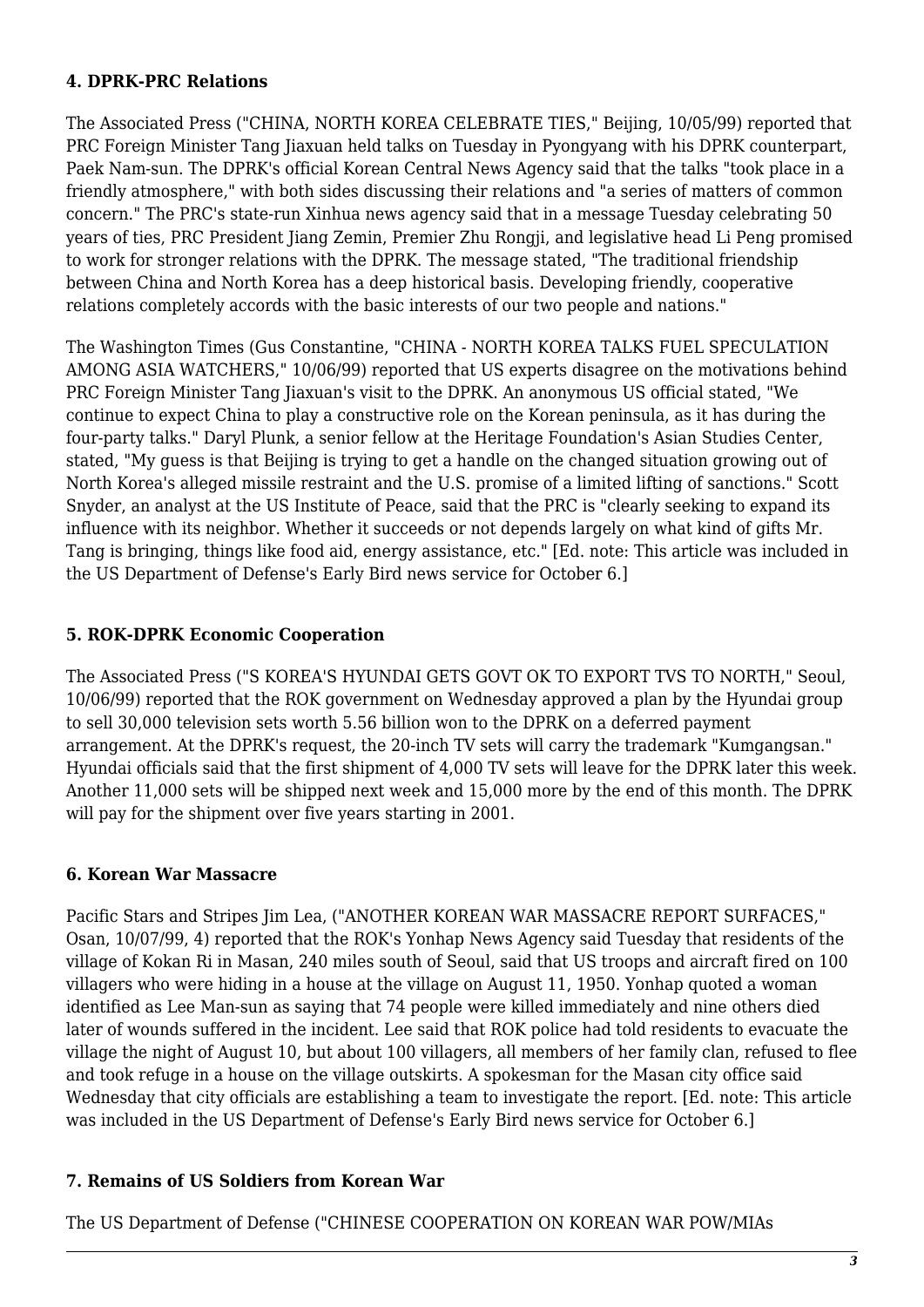#### 4. DPRK-PRC Relations

The Associated Press ("CHINA, NORTH KOREA CELEBRATE TIES," Beijing, 10/05/99) reported that PRC Foreign Minister Tang Jiaxuan held talks on Tuesday in Pyongyang with his DPRK counterpart, Paek Nam-sun. The DPRK's official Korean Central News Agency said that the talks "took place in a friendly atmosphere," with both sides discussing their relations and "a series of matters of common concern." The PRC's state-run Xinhua news agency said that in a message Tuesday celebrating 50 years of ties, PRC President Jiang Zemin, Premier Zhu Rongji, and legislative head Li Peng promised to work for stronger relations with the DPRK. The message stated, "The traditional friendship between China and North Korea has a deep historical basis. Developing friendly, cooperative relations completely accords with the basic interests of our two people and nations."

The Washington Times (Gus Constantine, "CHINA - NORTH KOREA TALKS FUEL SPECULATION AMONG ASIA WATCHERS," 10/06/99) reported that US experts disagree on the motivations behind PRC Foreign Minister Tang Jiaxuan's visit to the DPRK. An anonymous US official stated, "We continue to expect China to play a constructive role on the Korean peninsula, as it has during the four-party talks." Daryl Plunk, a senior fellow at the Heritage Foundation's Asian Studies Center, stated, "My guess is that Beijing is trying to get a handle on the changed situation growing out of North Korea's alleged missile restraint and the U.S. promise of a limited lifting of sanctions." Scott Snyder, an analyst at the US Institute of Peace, said that the PRC is "clearly seeking to expand its influence with its neighbor. Whether it succeeds or not depends largely on what kind of gifts Mr. Tang is bringing, things like food aid, energy assistance, etc." [Ed. note: This article was included in the US Department of Defense's Early Bird news service for October 6.]

#### 5. ROK-DPRK Economic Cooperation

The Associated Press ("S KOREA'S HYUNDAI GETS GOVT OK TO EXPORT TVS TO NORTH," Seoul, 10/06/99) reported that the ROK government on Wednesday approved a plan by the Hyundai group to sell 30,000 television sets worth 5.56 billion won to the DPRK on a deferred payment arrangement. At the DPRK's request, the 20-inch TV sets will carry the trademark "Kumgangsan." Hyundai officials said that the first shipment of 4,000 TV sets will leave for the DPRK later this week. Another 11,000 sets will be shipped next week and 15,000 more by the end of this month. The DPRK will pay for the shipment over five years starting in 2001.

#### 6. Korean War Massacre

Pacific Stars and Stripes Jim Lea, ("ANOTHER KOREAN WAR MASSACRE REPORT SURFACES," Osan, 10/07/99, 4) reported that the ROK's Yonhap News Agency said Tuesday that residents of the village of Kokan Ri in Masan, 240 miles south of Seoul, said that US troops and aircraft fired on 100 villagers who were hiding in a house at the village on August 11, 1950. Yonhap quoted a woman identified as Lee Man-sun as saying that 74 people were killed immediately and nine others died later of wounds suffered in the incident. Lee said that ROK police had told residents to evacuate the village the night of August 10, but about 100 villagers, all members of her family clan, refused to flee and took refuge in a house on the village outskirts. A spokesman for the Masan city office said Wednesday that city officials are establishing a team to investigate the report. [Ed. note: This article was included in the US Department of Defense's Early Bird news service for October 6.]

#### 7. Remains of US Soldiers from Korean War

The US Department of Defense ("CHINESE COOPERATION ON KOREAN WAR POW/MIAs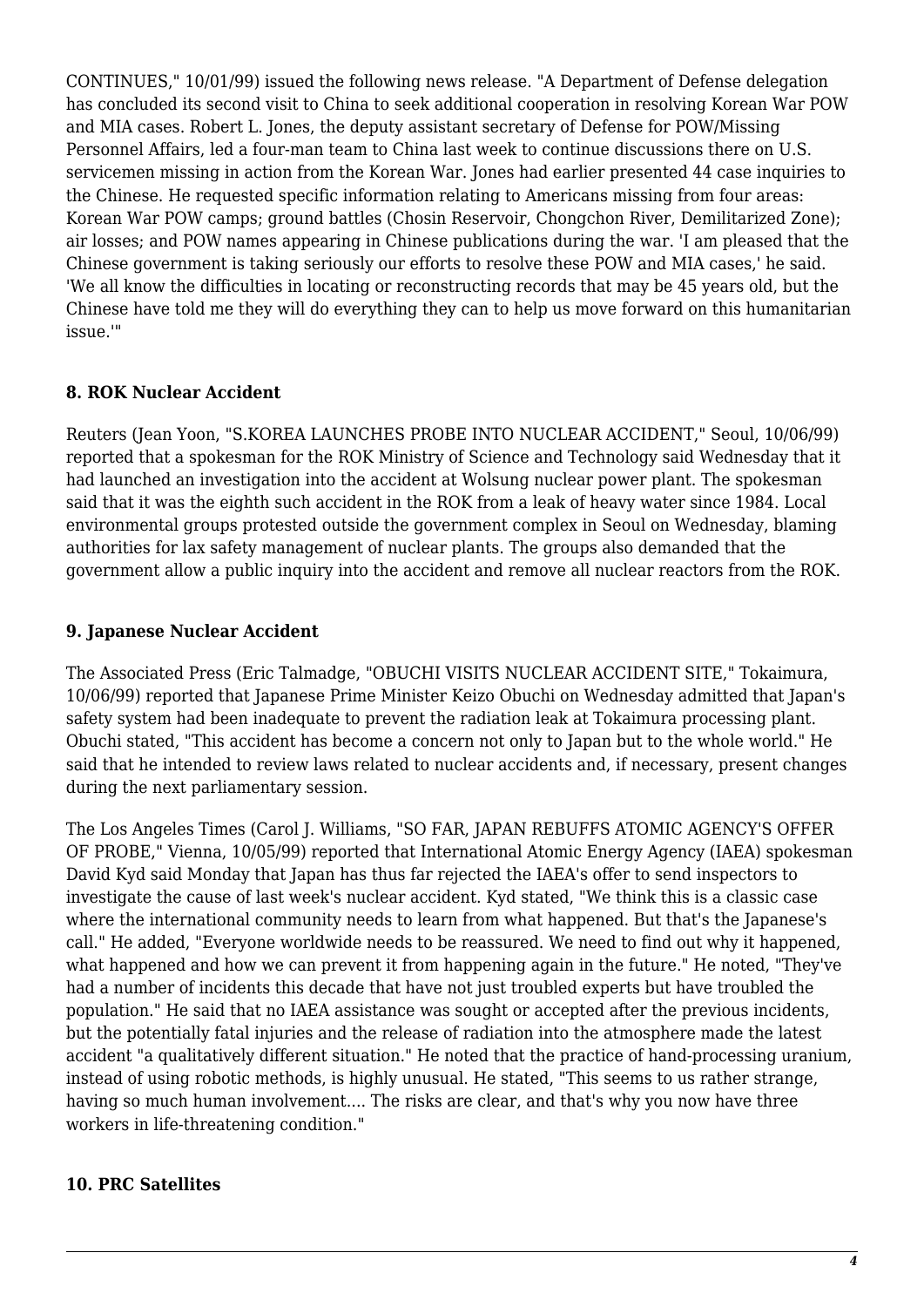CONTINUES," 10/01/99) issued the following news release. "A Department of Defense delegation has concluded its second visit to China to seek additional cooperation in resolving Korean War POW and MIA cases. Robert L. Jones, the deputy assistant secretary of Defense for POW/Missing Personnel Affairs, led a four-man team to China last week to continue discussions there on U.S. servicemen missing in action from the Korean War. Jones had earlier presented 44 case inquiries to the Chinese. He requested specific information relating to Americans missing from four areas: Korean War POW camps; ground battles (Chosin Reservoir, Chongchon River, Demilitarized Zone); air losses; and POW names appearing in Chinese publications during the war. 'I am pleased that the Chinese government is taking seriously our efforts to resolve these POW and MIA cases,' he said. 'We all know the difficulties in locating or reconstructing records that may be 45 years old, but the Chinese have told me they will do everything they can to help us move forward on this humanitarian issue.'"

### 8. ROK Nuclear Accident

Reuters (Jean Yoon, "S.KOREA LAUNCHES PROBE INTO NUCLEAR ACCIDENT," Seoul, 10/06/99) reported that a spokesman for the ROK Ministry of Science and Technology said Wednesday that it had launched an investigation into the accident at Wolsung nuclear power plant. The spokesman said that it was the eighth such accident in the ROK from a leak of heavy water since 1984. Local environmental groups protested outside the government complex in Seoul on Wednesday, blaming authorities for lax safety management of nuclear plants. The groups also demanded that the government allow a public inquiry into the accident and remove all nuclear reactors from the ROK.

### 9. Japanese Nuclear Accident

The Associated Press (Eric Talmadge, "OBUCHI VISITS NUCLEAR ACCIDENT SITE," Tokaimura, 10/06/99) reported that Japanese Prime Minister Keizo Obuchi on Wednesday admitted that Japan's safety system had been inadequate to prevent the radiation leak at Tokaimura processing plant. Obuchi stated, "This accident has become a concern not only to Japan but to the whole world." He said that he intended to review laws related to nuclear accidents and, if necessary, present changes during the next parliamentary session.

The Los Angeles Times (Carol J. Williams, "SO FAR, JAPAN REBUFFS ATOMIC AGENCY'S OFFER OF PROBE," Vienna, 10/05/99) reported that International Atomic Energy Agency (IAEA) spokesman David Kyd said Monday that Japan has thus far rejected the IAEA's offer to send inspectors to investigate the cause of last week's nuclear accident. Kyd stated, "We think this is a classic case where the international community needs to learn from what happened. But that's the Japanese's call." He added, "Everyone worldwide needs to be reassured. We need to find out why it happened, what happened and how we can prevent it from happening again in the future." He noted, "They've had a number of incidents this decade that have not just troubled experts but have troubled the population." He said that no IAEA assistance was sought or accepted after the previous incidents, but the potentially fatal injuries and the release of radiation into the atmosphere made the latest accident "a qualitatively different situation." He noted that the practice of hand-processing uranium, instead of using robotic methods, is highly unusual. He stated, "This seems to us rather strange, having so much human involvement.... The risks are clear, and that's why you now have three workers in life-threatening condition."

### 10. PRC Satellites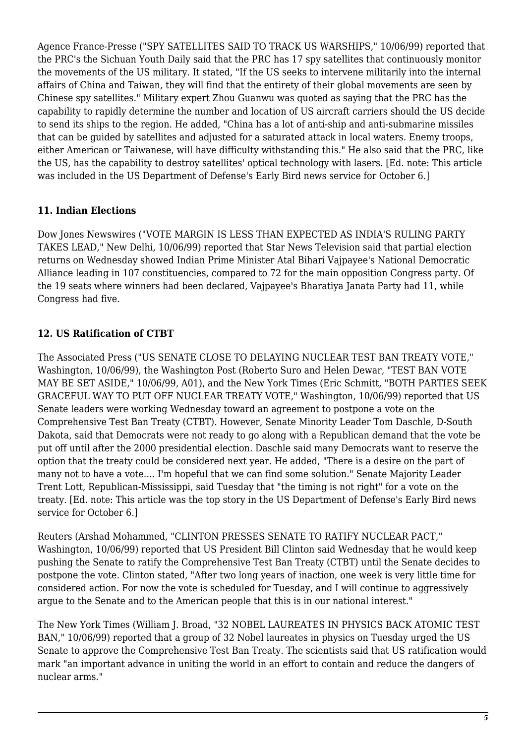Agence France-Presse ("SPY SATELLITES SAID TO TRACK US WARSHIPS," 10/06/99) reported that the PRC's the Sichuan Youth Daily said that the PRC has 17 spy satellites that continuously monitor the movements of the US military. It stated, "If the US seeks to intervene militarily into the internal affairs of China and Taiwan, they will find that the entirety of their global movements are seen by Chinese spy satellites." Military expert Zhou Guanwu was quoted as saying that the PRC has the capability to rapidly determine the number and location of US aircraft carriers should the US decide to send its ships to the region. He added, "China has a lot of anti-ship and anti-submarine missiles that can be guided by satellites and adjusted for a saturated attack in local waters. Enemy troops, either American or Taiwanese, will have difficulty withstanding this." He also said that the PRC, like the US, has the capability to destroy satellites' optical technology with lasers. [Ed. note: This article was included in the US Department of Defense's Early Bird news service for October 6.]

### 11. Indian Elections

Dow Jones Newswires ("VOTE MARGIN IS LESS THAN EXPECTED AS INDIA'S RULING PARTY TAKES LEAD," New Delhi, 10/06/99) reported that Star News Television said that partial election returns on Wednesday showed Indian Prime Minister Atal Bihari Vajpayee's National Democratic Alliance leading in 107 constituencies, compared to 72 for the main opposition Congress party. Of the 19 seats where winners had been declared, Vajpayee's Bharatiya Janata Party had 11, while Congress had five.

### 12. US Ratification of CTBT

The Associated Press ("US SENATE CLOSE TO DELAYING NUCLEAR TEST BAN TREATY VOTE," Washington, 10/06/99), the Washington Post (Roberto Suro and Helen Dewar, "TEST BAN VOTE MAY BE SET ASIDE," 10/06/99, A01), and the New York Times (Eric Schmitt, "BOTH PARTIES SEEK GRACEFUL WAY TO PUT OFF NUCLEAR TREATY VOTE," Washington, 10/06/99) reported that US Senate leaders were working Wednesday toward an agreement to postpone a vote on the Comprehensive Test Ban Treaty (CTBT). However, Senate Minority Leader Tom Daschle, D-South Dakota, said that Democrats were not ready to go along with a Republican demand that the vote be put off until after the 2000 presidential election. Daschle said many Democrats want to reserve the option that the treaty could be considered next year. He added, "There is a desire on the part of many not to have a vote.... I'm hopeful that we can find some solution." Senate Majority Leader Trent Lott, Republican-Mississippi, said Tuesday that "the timing is not right" for a vote on the treaty. [Ed. note: This article was the top story in the US Department of Defense's Early Bird news service for October 6.]

Reuters (Arshad Mohammed, "CLINTON PRESSES SENATE TO RATIFY NUCLEAR PACT," Washington, 10/06/99) reported that US President Bill Clinton said Wednesday that he would keep pushing the Senate to ratify the Comprehensive Test Ban Treaty (CTBT) until the Senate decides to postpone the vote. Clinton stated, "After two long years of inaction, one week is very little time for considered action. For now the vote is scheduled for Tuesday, and I will continue to aggressively argue to the Senate and to the American people that this is in our national interest."

The New York Times (William J. Broad, "32 NOBEL LAUREATES IN PHYSICS BACK ATOMIC TEST BAN," 10/06/99) reported that a group of 32 Nobel laureates in physics on Tuesday urged the US Senate to approve the Comprehensive Test Ban Treaty. The scientists said that US ratification would mark "an important advance in uniting the world in an effort to contain and reduce the dangers of nuclear arms."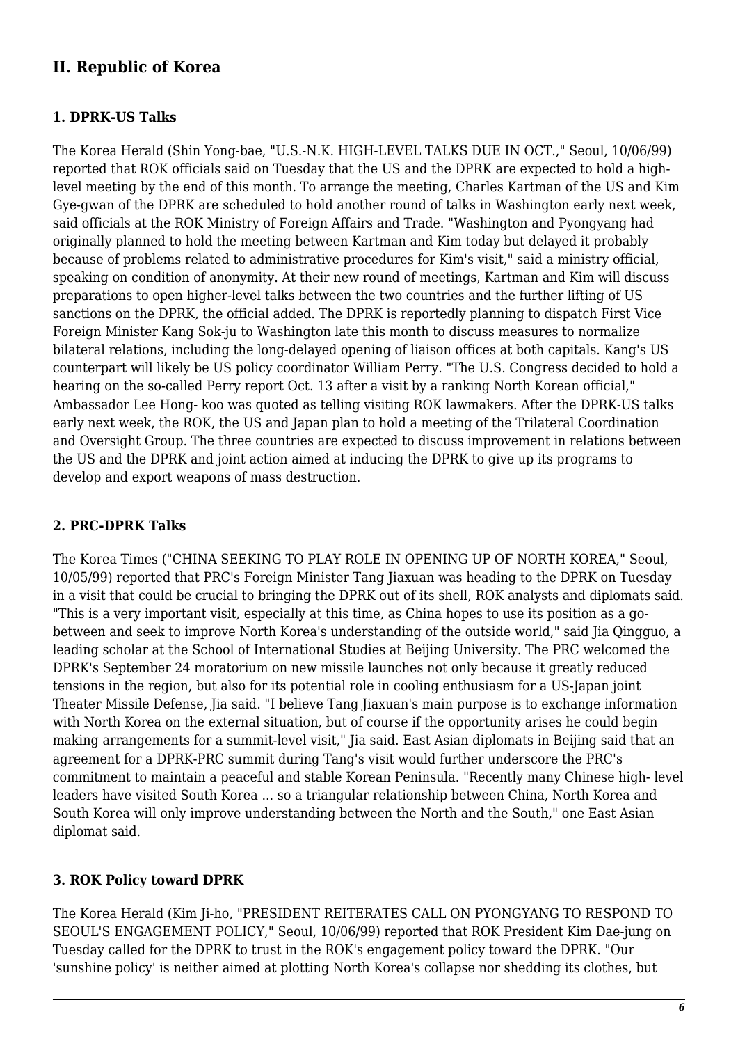## II. Republic of Korea

### 1. DPRK-US Talks

The Korea Herald (Shin Yong-bae, "U.S.-N.K. HIGH-LEVEL TALKS DUE IN OCT.," Seoul, 10/06/99) reported that ROK officials said on Tuesday that the US and the DPRK are expected to hold a high-level meeting by the end of this month. To arrange the meeting, Charles Kartman of the US and Kim Gye-gwan of the DPRK are scheduled to hold another round of talks in Washington early next week, said officials at the ROK Ministry of Foreign Affairs and Trade. "Washington and Pyongyang had originally planned to hold the meeting between Kartman and Kim today but delayed it probably because of problems related to administrative procedures for Kim's visit," said a ministry official, speaking on condition of anonymity. At their new round of meetings, Kartman and Kim will discuss preparations to open higher-level talks between the two countries and the further lifting of US sanctions on the DPRK, the official added. The DPRK is reportedly planning to dispatch First Vice Foreign Minister Kang Sok-ju to Washington late this month to discuss measures to normalize bilateral relations, including the long-delayed opening of liaison offices at both capitals. Kang's US counterpart will likely be US policy coordinator William Perry. "The U.S. Congress decided to hold a hearing on the so-called Perry report Oct. 13 after a visit by a ranking North Korean official," Ambassador Lee Hong- koo was quoted as telling visiting ROK lawmakers. After the DPRK-US talks early next week, the ROK, the US and Japan plan to hold a meeting of the Trilateral Coordination and Oversight Group. The three countries are expected to discuss improvement in relations between the US and the DPRK and joint action aimed at inducing the DPRK to give up its programs to develop and export weapons of mass destruction.

### 2. PRC-DPRK Talks

The Korea Times ("CHINA SEEKING TO PLAY ROLE IN OPENING UP OF NORTH KOREA," Seoul, 10/05/99) reported that PRC's Foreign Minister Tang Jiaxuan was heading to the DPRK on Tuesday in a visit that could be crucial to bringing the DPRK out of its shell, ROK analysts and diplomats said. "This is a very important visit, especially at this time, as China hopes to use its position as a go-between and seek to improve North Korea's understanding of the outside world," said Jia Qingguo, a leading scholar at the School of International Studies at Beijing University. The PRC welcomed the DPRK's September 24 moratorium on new missile launches not only because it greatly reduced tensions in the region, but also for its potential role in cooling enthusiasm for a US-Japan joint Theater Missile Defense, Jia said. "I believe Tang Jiaxuan's main purpose is to exchange information with North Korea on the external situation, but of course if the opportunity arises he could begin making arrangements for a summit-level visit," Jia said. East Asian diplomats in Beijing said that an agreement for a DPRK-PRC summit during Tang's visit would further underscore the PRC's commitment to maintain a peaceful and stable Korean Peninsula. "Recently many Chinese high- level leaders have visited South Korea ... so a triangular relationship between China, North Korea and South Korea will only improve understanding between the North and the South," one East Asian diplomat said.

### 3. ROK Policy toward DPRK

The Korea Herald (Kim Ji-ho, "PRESIDENT REITERATES CALL ON PYONGYANG TO RESPOND TO SEOUL'S ENGAGEMENT POLICY," Seoul, 10/06/99) reported that ROK President Kim Dae-jung on Tuesday called for the DPRK to trust in the ROK's engagement policy toward the DPRK. "Our 'sunshine policy' is neither aimed at plotting North Korea's collapse nor shedding its clothes, but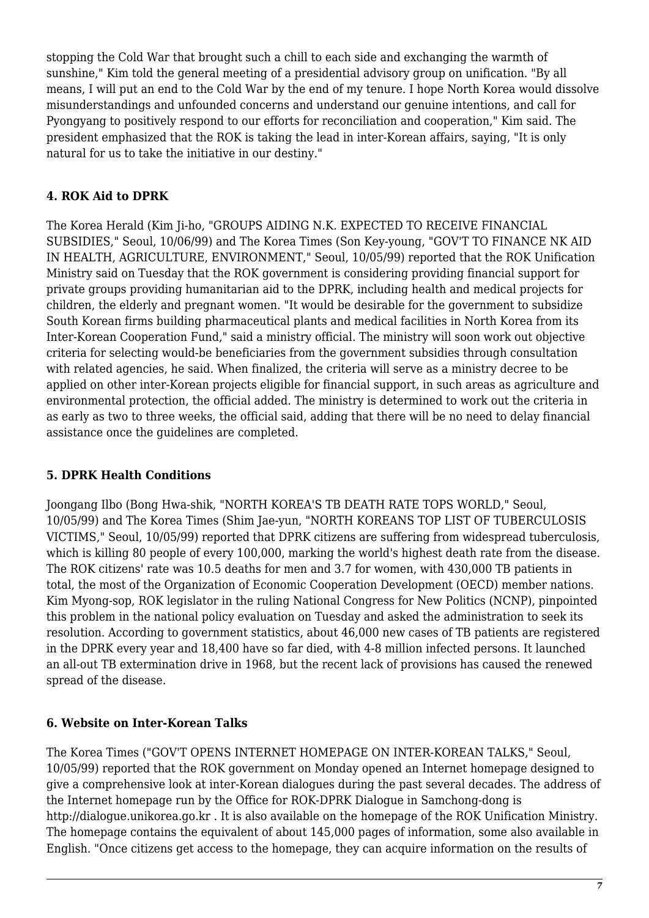stopping the Cold War that brought such a chill to each side and exchanging the warmth of sunshine," Kim told the general meeting of a presidential advisory group on unification. "By all means, I will put an end to the Cold War by the end of my tenure. I hope North Korea would dissolve misunderstandings and unfounded concerns and understand our genuine intentions, and call for Pyongyang to positively respond to our efforts for reconciliation and cooperation," Kim said. The president emphasized that the ROK is taking the lead in inter-Korean affairs, saying, "It is only natural for us to take the initiative in our destiny."

### 4. ROK Aid to DPRK

The Korea Herald (Kim Ji-ho, "GROUPS AIDING N.K. EXPECTED TO RECEIVE FINANCIAL SUBSIDIES," Seoul, 10/06/99) and The Korea Times (Son Key-young, "GOV'T TO FINANCE NK AID IN HEALTH, AGRICULTURE, ENVIRONMENT," Seoul, 10/05/99) reported that the ROK Unification Ministry said on Tuesday that the ROK government is considering providing financial support for private groups providing humanitarian aid to the DPRK, including health and medical projects for children, the elderly and pregnant women. "It would be desirable for the government to subsidize South Korean firms building pharmaceutical plants and medical facilities in North Korea from its Inter-Korean Cooperation Fund," said a ministry official. The ministry will soon work out objective criteria for selecting would-be beneficiaries from the government subsidies through consultation with related agencies, he said. When finalized, the criteria will serve as a ministry decree to be applied on other inter-Korean projects eligible for financial support, in such areas as agriculture and environmental protection, the official added. The ministry is determined to work out the criteria in as early as two to three weeks, the official said, adding that there will be no need to delay financial assistance once the guidelines are completed.

### 5. DPRK Health Conditions

Joongang Ilbo (Bong Hwa-shik, "NORTH KOREA'S TB DEATH RATE TOPS WORLD," Seoul, 10/05/99) and The Korea Times (Shim Jae-yun, "NORTH KOREANS TOP LIST OF TUBERCULOSIS VICTIMS," Seoul, 10/05/99) reported that DPRK citizens are suffering from widespread tuberculosis, which is killing 80 people of every 100,000, marking the world's highest death rate from the disease. The ROK citizens' rate was 10.5 deaths for men and 3.7 for women, with 430,000 TB patients in total, the most of the Organization of Economic Cooperation Development (OECD) member nations. Kim Myong-sop, ROK legislator in the ruling National Congress for New Politics (NCNP), pinpointed this problem in the national policy evaluation on Tuesday and asked the administration to seek its resolution. According to government statistics, about 46,000 new cases of TB patients are registered in the DPRK every year and 18,400 have so far died, with 4-8 million infected persons. It launched an all-out TB extermination drive in 1968, but the recent lack of provisions has caused the renewed spread of the disease.

### 6. Website on Inter-Korean Talks

The Korea Times ("GOV'T OPENS INTERNET HOMEPAGE ON INTER-KOREAN TALKS," Seoul, 10/05/99) reported that the ROK government on Monday opened an Internet homepage designed to give a comprehensive look at inter-Korean dialogues during the past several decades. The address of the Internet homepage run by the Office for ROK-DPRK Dialogue in Samchong-dong is http://dialogue.unikorea.go.kr . It is also available on the homepage of the ROK Unification Ministry. The homepage contains the equivalent of about 145,000 pages of information, some also available in English. "Once citizens get access to the homepage, they can acquire information on the results of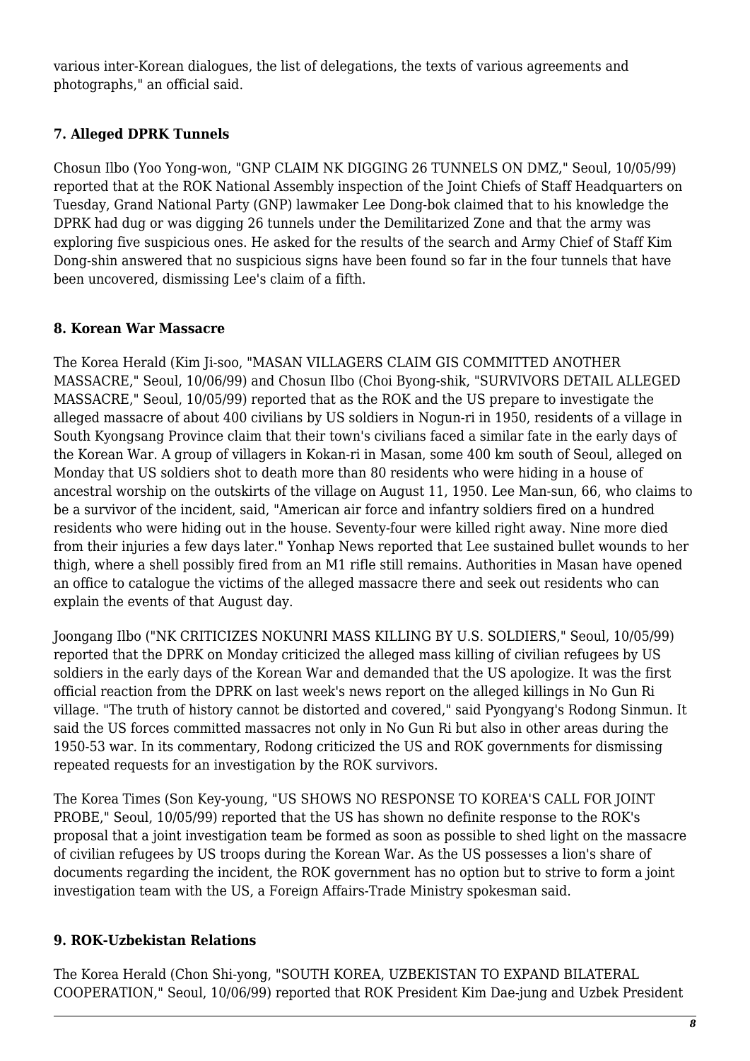various inter-Korean dialogues, the list of delegations, the texts of various agreements and photographs," an official said.

### 7. Alleged DPRK Tunnels

Chosun Ilbo (Yoo Yong-won, "GNP CLAIM NK DIGGING 26 TUNNELS ON DMZ," Seoul, 10/05/99) reported that at the ROK National Assembly inspection of the Joint Chiefs of Staff Headquarters on Tuesday, Grand National Party (GNP) lawmaker Lee Dong-bok claimed that to his knowledge the DPRK had dug or was digging 26 tunnels under the Demilitarized Zone and that the army was exploring five suspicious ones. He asked for the results of the search and Army Chief of Staff Kim Dong-shin answered that no suspicious signs have been found so far in the four tunnels that have been uncovered, dismissing Lee's claim of a fifth.

### 8. Korean War Massacre

The Korea Herald (Kim Ji-soo, "MASAN VILLAGERS CLAIM GIS COMMITTED ANOTHER MASSACRE," Seoul, 10/06/99) and Chosun Ilbo (Choi Byong-shik, "SURVIVORS DETAIL ALLEGED MASSACRE," Seoul, 10/05/99) reported that as the ROK and the US prepare to investigate the alleged massacre of about 400 civilians by US soldiers in Nogun-ri in 1950, residents of a village in South Kyongsang Province claim that their town's civilians faced a similar fate in the early days of the Korean War. A group of villagers in Kokan-ri in Masan, some 400 km south of Seoul, alleged on Monday that US soldiers shot to death more than 80 residents who were hiding in a house of ancestral worship on the outskirts of the village on August 11, 1950. Lee Man-sun, 66, who claims to be a survivor of the incident, said, "American air force and infantry soldiers fired on a hundred residents who were hiding out in the house. Seventy-four were killed right away. Nine more died from their injuries a few days later." Yonhap News reported that Lee sustained bullet wounds to her thigh, where a shell possibly fired from an M1 rifle still remains. Authorities in Masan have opened an office to catalogue the victims of the alleged massacre there and seek out residents who can explain the events of that August day.

Joongang Ilbo ("NK CRITICIZES NOKUNRI MASS KILLING BY U.S. SOLDIERS," Seoul, 10/05/99) reported that the DPRK on Monday criticized the alleged mass killing of civilian refugees by US soldiers in the early days of the Korean War and demanded that the US apologize. It was the first official reaction from the DPRK on last week's news report on the alleged killings in No Gun Ri village. "The truth of history cannot be distorted and covered," said Pyongyang's Rodong Sinmun. It said the US forces committed massacres not only in No Gun Ri but also in other areas during the 1950-53 war. In its commentary, Rodong criticized the US and ROK governments for dismissing repeated requests for an investigation by the ROK survivors.

The Korea Times (Son Key-young, "US SHOWS NO RESPONSE TO KOREA'S CALL FOR JOINT PROBE," Seoul, 10/05/99) reported that the US has shown no definite response to the ROK's proposal that a joint investigation team be formed as soon as possible to shed light on the massacre of civilian refugees by US troops during the Korean War. As the US possesses a lion's share of documents regarding the incident, the ROK government has no option but to strive to form a joint investigation team with the US, a Foreign Affairs-Trade Ministry spokesman said.

### 9. ROK-Uzbekistan Relations

The Korea Herald (Chon Shi-yong, "SOUTH KOREA, UZBEKISTAN TO EXPAND BILATERAL COOPERATION," Seoul, 10/06/99) reported that ROK President Kim Dae-jung and Uzbek President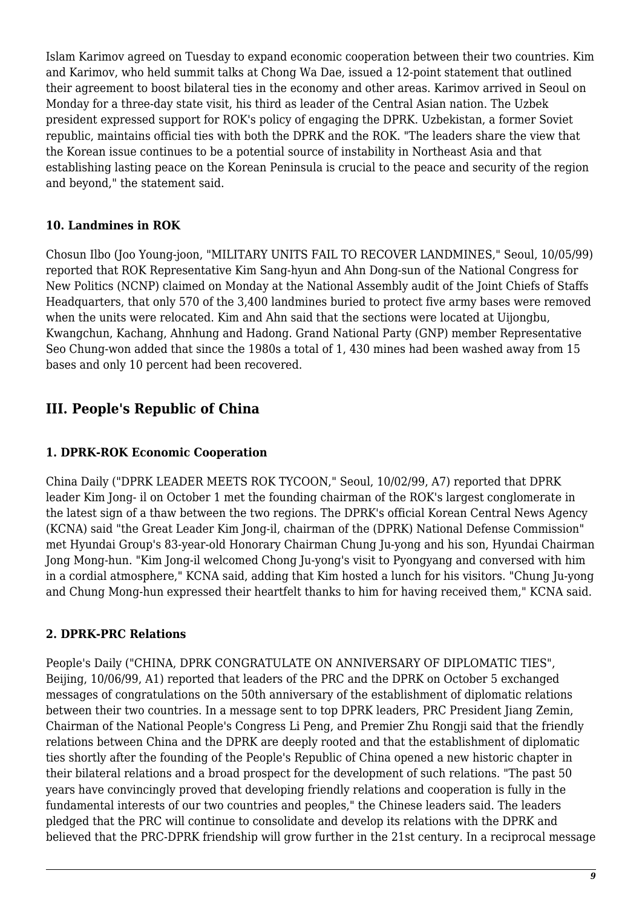Islam Karimov agreed on Tuesday to expand economic cooperation between their two countries. Kim and Karimov, who held summit talks at Chong Wa Dae, issued a 12-point statement that outlined their agreement to boost bilateral ties in the economy and other areas. Karimov arrived in Seoul on Monday for a three-day state visit, his third as leader of the Central Asian nation. The Uzbek president expressed support for ROK's policy of engaging the DPRK. Uzbekistan, a former Soviet republic, maintains official ties with both the DPRK and the ROK. "The leaders share the view that the Korean issue continues to be a potential source of instability in Northeast Asia and that establishing lasting peace on the Korean Peninsula is crucial to the peace and security of the region and beyond," the statement said.

### 10. Landmines in ROK

Chosun Ilbo (Joo Young-joon, "MILITARY UNITS FAIL TO RECOVER LANDMINES," Seoul, 10/05/99) reported that ROK Representative Kim Sang-hyun and Ahn Dong-sun of the National Congress for New Politics (NCNP) claimed on Monday at the National Assembly audit of the Joint Chiefs of Staffs Headquarters, that only 570 of the 3,400 landmines buried to protect five army bases were removed when the units were relocated. Kim and Ahn said that the sections were located at Uijongbu, Kwangchun, Kachang, Ahnhung and Hadong. Grand National Party (GNP) member Representative Seo Chung-won added that since the 1980s a total of 1, 430 mines had been washed away from 15 bases and only 10 percent had been recovered.

## III. People's Republic of China

### 1. DPRK-ROK Economic Cooperation

China Daily ("DPRK LEADER MEETS ROK TYCOON," Seoul, 10/02/99, A7) reported that DPRK leader Kim Jong- il on October 1 met the founding chairman of the ROK's largest conglomerate in the latest sign of a thaw between the two regions. The DPRK's official Korean Central News Agency (KCNA) said "the Great Leader Kim Jong-il, chairman of the (DPRK) National Defense Commission" met Hyundai Group's 83-year-old Honorary Chairman Chung Ju-yong and his son, Hyundai Chairman Jong Mong-hun. "Kim Jong-il welcomed Chong Ju-yong's visit to Pyongyang and conversed with him in a cordial atmosphere," KCNA said, adding that Kim hosted a lunch for his visitors. "Chung Ju-yong and Chung Mong-hun expressed their heartfelt thanks to him for having received them," KCNA said.

### 2. DPRK-PRC Relations

People's Daily ("CHINA, DPRK CONGRATULATE ON ANNIVERSARY OF DIPLOMATIC TIES", Beijing, 10/06/99, A1) reported that leaders of the PRC and the DPRK on October 5 exchanged messages of congratulations on the 50th anniversary of the establishment of diplomatic relations between their two countries. In a message sent to top DPRK leaders, PRC President Jiang Zemin, Chairman of the National People's Congress Li Peng, and Premier Zhu Rongji said that the friendly relations between China and the DPRK are deeply rooted and that the establishment of diplomatic ties shortly after the founding of the People's Republic of China opened a new historic chapter in their bilateral relations and a broad prospect for the development of such relations. "The past 50 years have convincingly proved that developing friendly relations and cooperation is fully in the fundamental interests of our two countries and peoples," the Chinese leaders said. The leaders pledged that the PRC will continue to consolidate and develop its relations with the DPRK and believed that the PRC-DPRK friendship will grow further in the 21st century. In a reciprocal message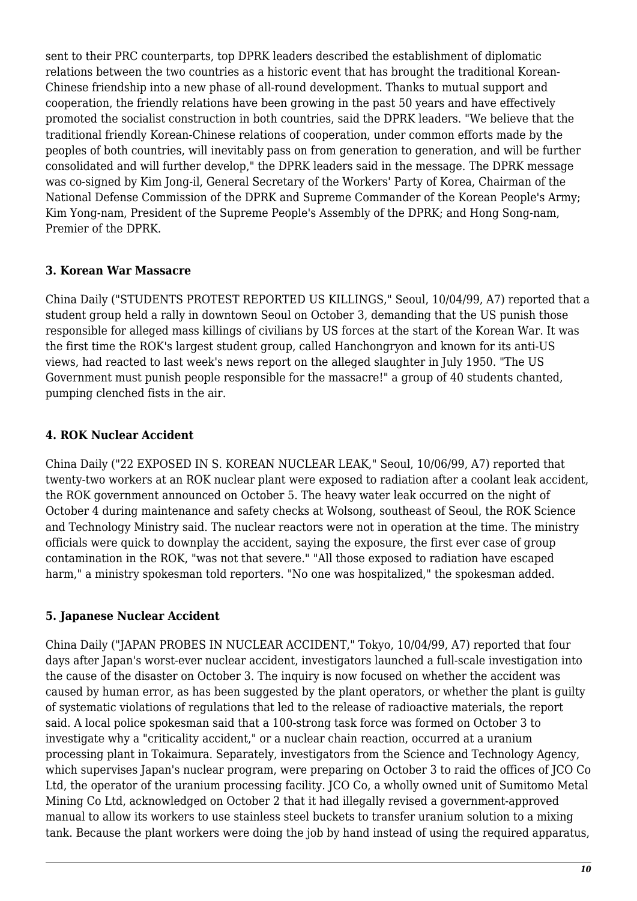sent to their PRC counterparts, top DPRK leaders described the establishment of diplomatic relations between the two countries as a historic event that has brought the traditional Korean-Chinese friendship into a new phase of all-round development. Thanks to mutual support and cooperation, the friendly relations have been growing in the past 50 years and have effectively promoted the socialist construction in both countries, said the DPRK leaders. "We believe that the traditional friendly Korean-Chinese relations of cooperation, under common efforts made by the peoples of both countries, will inevitably pass on from generation to generation, and will be further consolidated and will further develop," the DPRK leaders said in the message. The DPRK message was co-signed by Kim Jong-il, General Secretary of the Workers' Party of Korea, Chairman of the National Defense Commission of the DPRK and Supreme Commander of the Korean People's Army; Kim Yong-nam, President of the Supreme People's Assembly of the DPRK; and Hong Song-nam, Premier of the DPRK.

### 3. Korean War Massacre

China Daily ("STUDENTS PROTEST REPORTED US KILLINGS," Seoul, 10/04/99, A7) reported that a student group held a rally in downtown Seoul on October 3, demanding that the US punish those responsible for alleged mass killings of civilians by US forces at the start of the Korean War. It was the first time the ROK's largest student group, called Hanchongryon and known for its anti-US views, had reacted to last week's news report on the alleged slaughter in July 1950. "The US Government must punish people responsible for the massacre!" a group of 40 students chanted, pumping clenched fists in the air.

### 4. ROK Nuclear Accident

China Daily ("22 EXPOSED IN S. KOREAN NUCLEAR LEAK," Seoul, 10/06/99, A7) reported that twenty-two workers at an ROK nuclear plant were exposed to radiation after a coolant leak accident, the ROK government announced on October 5. The heavy water leak occurred on the night of October 4 during maintenance and safety checks at Wolsong, southeast of Seoul, the ROK Science and Technology Ministry said. The nuclear reactors were not in operation at the time. The ministry officials were quick to downplay the accident, saying the exposure, the first ever case of group contamination in the ROK, "was not that severe." "All those exposed to radiation have escaped harm," a ministry spokesman told reporters. "No one was hospitalized," the spokesman added.

### 5. Japanese Nuclear Accident

China Daily ("JAPAN PROBES IN NUCLEAR ACCIDENT," Tokyo, 10/04/99, A7) reported that four days after Japan's worst-ever nuclear accident, investigators launched a full-scale investigation into the cause of the disaster on October 3. The inquiry is now focused on whether the accident was caused by human error, as has been suggested by the plant operators, or whether the plant is guilty of systematic violations of regulations that led to the release of radioactive materials, the report said. A local police spokesman said that a 100-strong task force was formed on October 3 to investigate why a "criticality accident," or a nuclear chain reaction, occurred at a uranium processing plant in Tokaimura. Separately, investigators from the Science and Technology Agency, which supervises Japan's nuclear program, were preparing on October 3 to raid the offices of JCO Co Ltd, the operator of the uranium processing facility. JCO Co, a wholly owned unit of Sumitomo Metal Mining Co Ltd, acknowledged on October 2 that it had illegally revised a government-approved manual to allow its workers to use stainless steel buckets to transfer uranium solution to a mixing tank. Because the plant workers were doing the job by hand instead of using the required apparatus,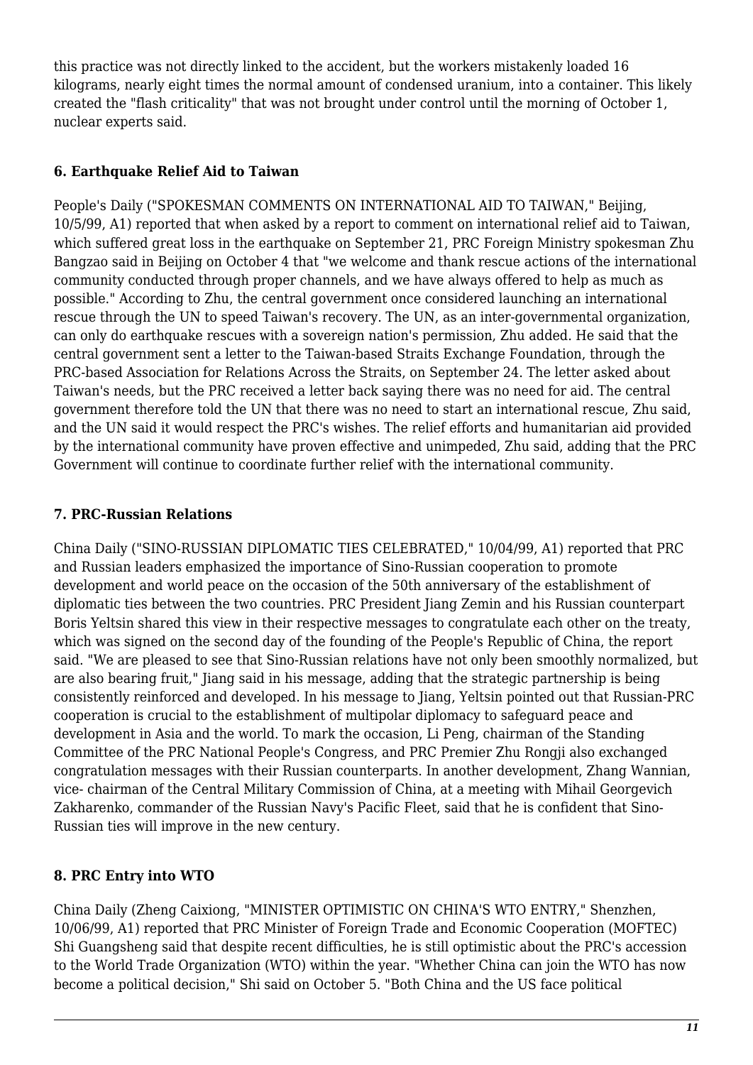this practice was not directly linked to the accident, but the workers mistakenly loaded 16 kilograms, nearly eight times the normal amount of condensed uranium, into a container. This likely created the "flash criticality" that was not brought under control until the morning of October 1, nuclear experts said.

### 6. Earthquake Relief Aid to Taiwan

People's Daily ("SPOKESMAN COMMENTS ON INTERNATIONAL AID TO TAIWAN," Beijing, 10/5/99, A1) reported that when asked by a report to comment on international relief aid to Taiwan, which suffered great loss in the earthquake on September 21, PRC Foreign Ministry spokesman Zhu Bangzao said in Beijing on October 4 that "we welcome and thank rescue actions of the international community conducted through proper channels, and we have always offered to help as much as possible." According to Zhu, the central government once considered launching an international rescue through the UN to speed Taiwan's recovery. The UN, as an inter-governmental organization, can only do earthquake rescues with a sovereign nation's permission, Zhu added. He said that the central government sent a letter to the Taiwan-based Straits Exchange Foundation, through the PRC-based Association for Relations Across the Straits, on September 24. The letter asked about Taiwan's needs, but the PRC received a letter back saying there was no need for aid. The central government therefore told the UN that there was no need to start an international rescue, Zhu said, and the UN said it would respect the PRC's wishes. The relief efforts and humanitarian aid provided by the international community have proven effective and unimpeded, Zhu said, adding that the PRC Government will continue to coordinate further relief with the international community.

### 7. PRC-Russian Relations

China Daily ("SINO-RUSSIAN DIPLOMATIC TIES CELEBRATED," 10/04/99, A1) reported that PRC and Russian leaders emphasized the importance of Sino-Russian cooperation to promote development and world peace on the occasion of the 50th anniversary of the establishment of diplomatic ties between the two countries. PRC President Jiang Zemin and his Russian counterpart Boris Yeltsin shared this view in their respective messages to congratulate each other on the treaty, which was signed on the second day of the founding of the People's Republic of China, the report said. "We are pleased to see that Sino-Russian relations have not only been smoothly normalized, but are also bearing fruit," Jiang said in his message, adding that the strategic partnership is being consistently reinforced and developed. In his message to Jiang, Yeltsin pointed out that Russian-PRC cooperation is crucial to the establishment of multipolar diplomacy to safeguard peace and development in Asia and the world. To mark the occasion, Li Peng, chairman of the Standing Committee of the PRC National People's Congress, and PRC Premier Zhu Rongji also exchanged congratulation messages with their Russian counterparts. In another development, Zhang Wannian, vice- chairman of the Central Military Commission of China, at a meeting with Mihail Georgevich Zakharenko, commander of the Russian Navy's Pacific Fleet, said that he is confident that Sino-Russian ties will improve in the new century.

### 8. PRC Entry into WTO

China Daily (Zheng Caixiong, "MINISTER OPTIMISTIC ON CHINA'S WTO ENTRY," Shenzhen, 10/06/99, A1) reported that PRC Minister of Foreign Trade and Economic Cooperation (MOFTEC) Shi Guangsheng said that despite recent difficulties, he is still optimistic about the PRC's accession to the World Trade Organization (WTO) within the year. "Whether China can join the WTO has now become a political decision," Shi said on October 5. "Both China and the US face political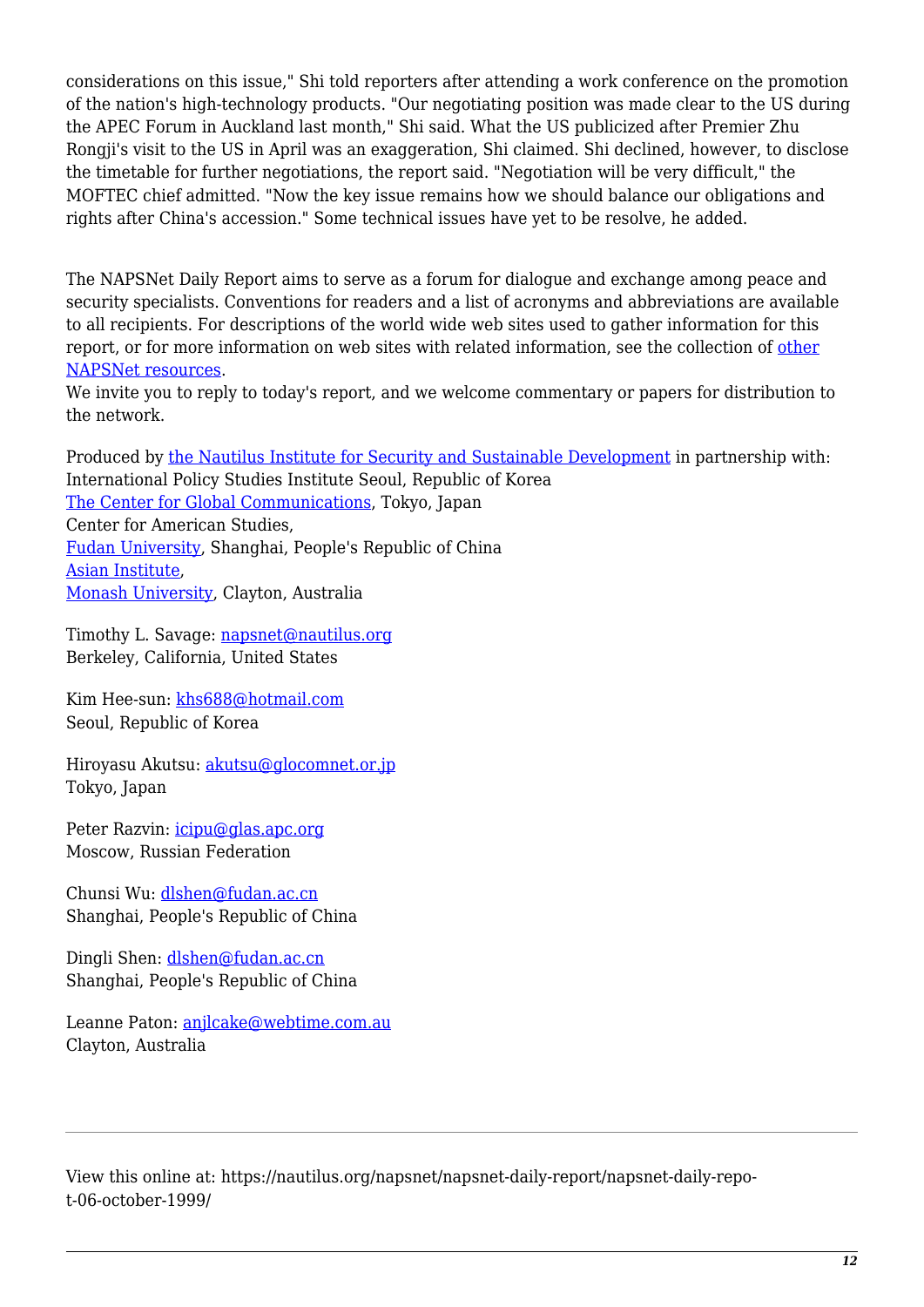considerations on this issue," Shi told reporters after attending a work conference on the promotion of the nation's high-technology products. "Our negotiating position was made clear to the US during the APEC Forum in Auckland last month," Shi said. What the US publicized after Premier Zhu Rongji's visit to the US in April was an exaggeration, Shi claimed. Shi declined, however, to disclose the timetable for further negotiations, the report said. "Negotiation will be very difficult," the MOFTEC chief admitted. "Now the key issue remains how we should balance our obligations and rights after China's accession." Some technical issues have yet to be resolve, he added.

The NAPSNet Daily Report aims to serve as a forum for dialogue and exchange among peace and security specialists. Conventions for readers and a list of acronyms and abbreviations are available to all recipients. For descriptions of the world wide web sites used to gather information for this report, or for more information on web sites with related information, see the collection of other NAPSNet resources.
We invite you to reply to today's report, and we welcome commentary or papers for distribution to the network.

Produced by the Nautilus Institute for Security and Sustainable Development in partnership with:
International Policy Studies Institute Seoul, Republic of Korea
The Center for Global Communications, Tokyo, Japan
Center for American Studies,
Fudan University, Shanghai, People's Republic of China
Asian Institute,
Monash University, Clayton, Australia

Timothy L. Savage: napsnet@nautilus.org
Berkeley, California, United States

Kim Hee-sun: khs688@hotmail.com
Seoul, Republic of Korea

Hiroyasu Akutsu: akutsu@glocomnet.or.jp
Tokyo, Japan

Peter Razvin: icipu@glas.apc.org
Moscow, Russian Federation

Chunsi Wu: dlshen@fudan.ac.cn
Shanghai, People's Republic of China

Dingli Shen: dlshen@fudan.ac.cn
Shanghai, People's Republic of China

Leanne Paton: anjlcake@webtime.com.au
Clayton, Australia

---

View this online at: https://nautilus.org/napsnet/napsnet-daily-report/napsnet-daily-report-06-october-1999/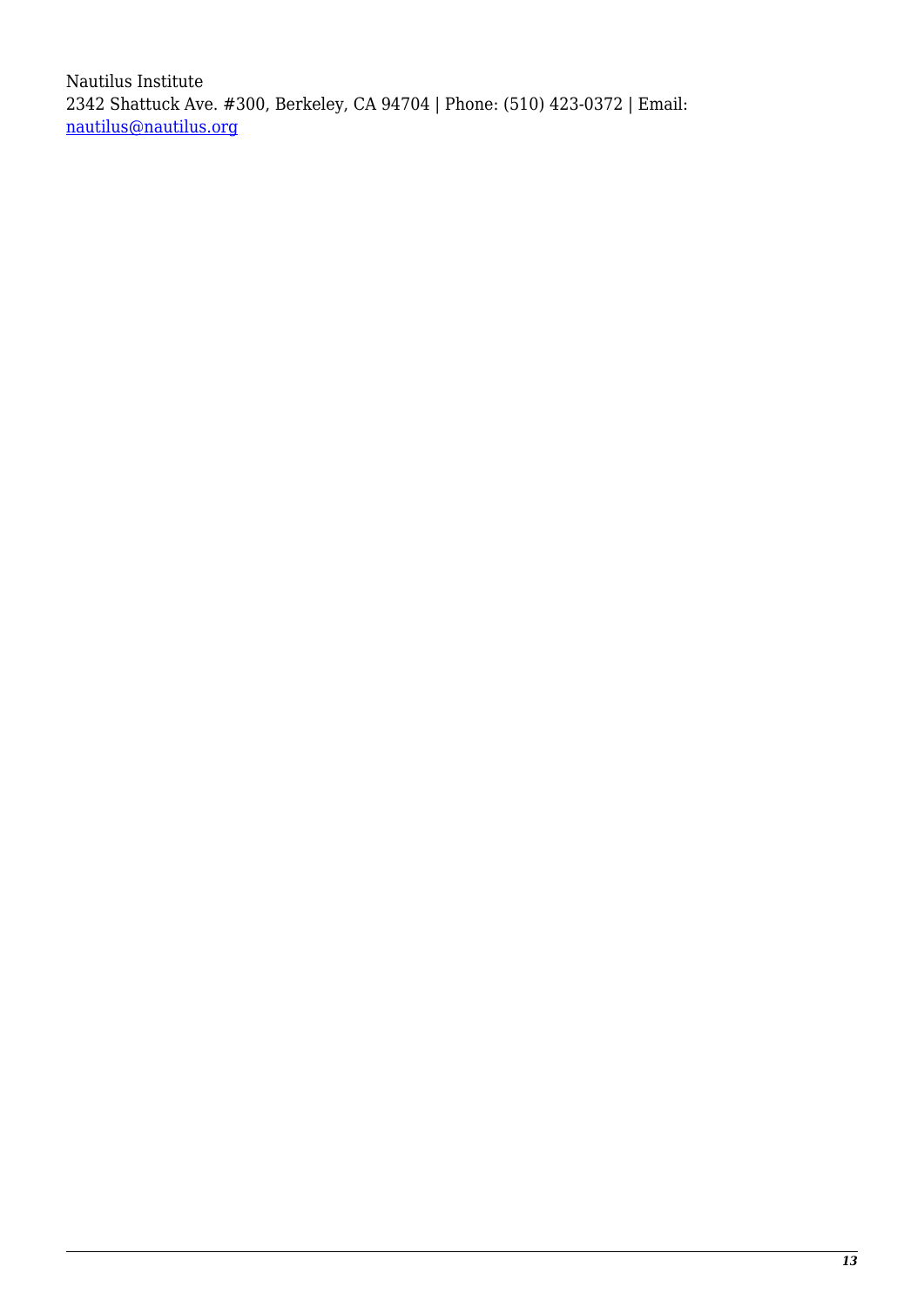Nautilus Institute
2342 Shattuck Ave. #300, Berkeley, CA 94704 | Phone: (510) 423-0372 | Email: [nautilus@nautilus.org](mailto:nautilus@nautilus.org)